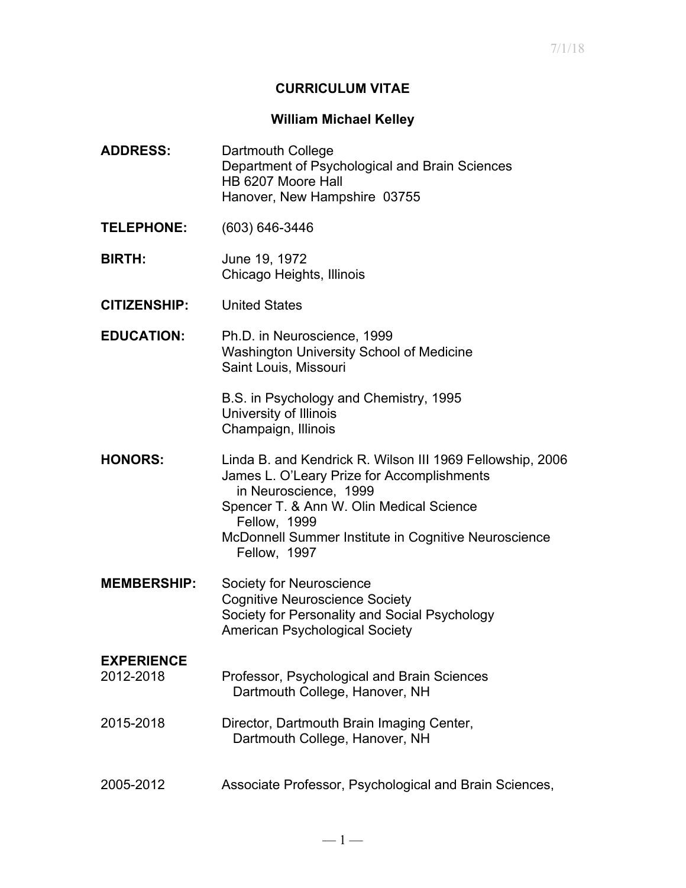# CURRICULUM VITAE

## William Michael Kelley

**ADDRESS:** Dartmouth College
Department of Psychological and Brain Sciences
HB 6207 Moore Hall
Hanover, New Hampshire 03755

**TELEPHONE:** (603) 646-3446

**BIRTH:** June 19, 1972
Chicago Heights, Illinois

**CITIZENSHIP:** United States

**EDUCATION:** Ph.D. in Neuroscience, 1999
Washington University School of Medicine
Saint Louis, Missouri

B.S. in Psychology and Chemistry, 1995
University of Illinois
Champaign, Illinois

**HONORS:** Linda B. and Kendrick R. Wilson III 1969 Fellowship, 2006
James L. O'Leary Prize for Accomplishments in Neuroscience, 1999
Spencer T. & Ann W. Olin Medical Science Fellow, 1999
McDonnell Summer Institute in Cognitive Neuroscience Fellow, 1997

**MEMBERSHIP:** Society for Neuroscience
Cognitive Neuroscience Society
Society for Personality and Social Psychology
American Psychological Society

**EXPERIENCE**

2012-2018 Professor, Psychological and Brain Sciences
Dartmouth College, Hanover, NH

2015-2018 Director, Dartmouth Brain Imaging Center,
Dartmouth College, Hanover, NH

2005-2012 Associate Professor, Psychological and Brain Sciences,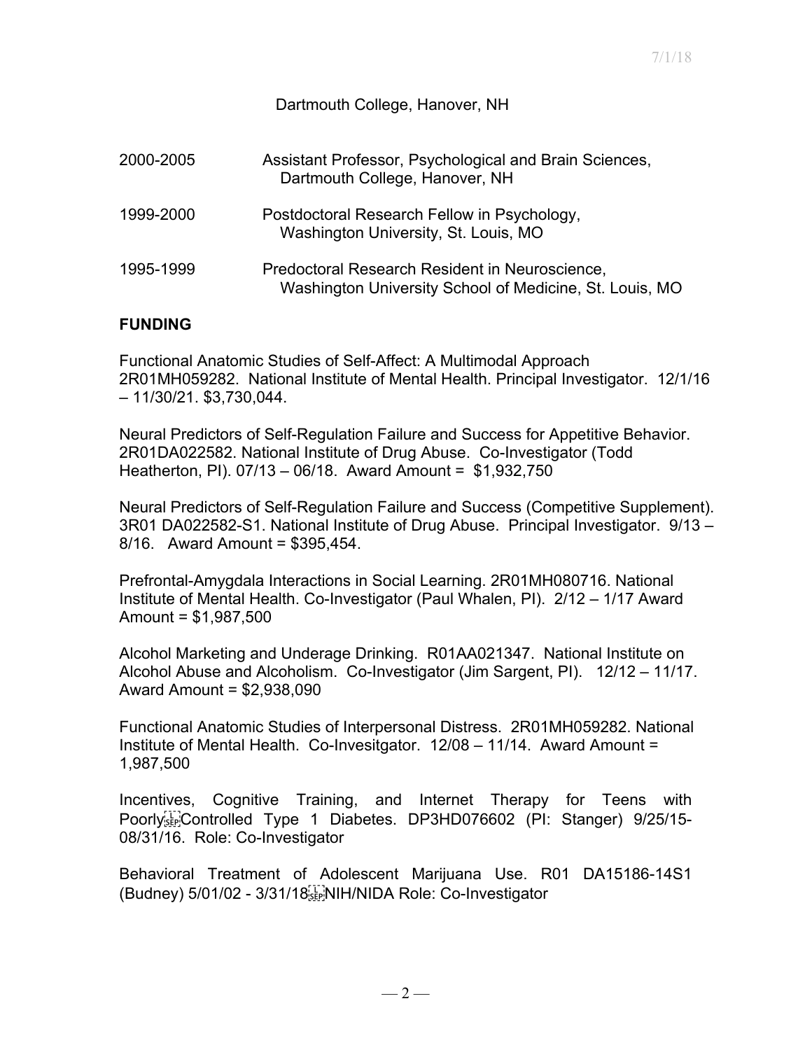Dartmouth College, Hanover, NH

2000-2005 Assistant Professor, Psychological and Brain Sciences, Dartmouth College, Hanover, NH

1999-2000 Postdoctoral Research Fellow in Psychology, Washington University, St. Louis, MO

1995-1999 Predoctoral Research Resident in Neuroscience, Washington University School of Medicine, St. Louis, MO

## FUNDING

Functional Anatomic Studies of Self-Affect: A Multimodal Approach 2R01MH059282. National Institute of Mental Health. Principal Investigator. 12/1/16 – 11/30/21. $3,730,044.

Neural Predictors of Self-Regulation Failure and Success for Appetitive Behavior. 2R01DA022582. National Institute of Drug Abuse. Co-Investigator (Todd Heatherton, PI). 07/13 – 06/18. Award Amount = $1,932,750

Neural Predictors of Self-Regulation Failure and Success (Competitive Supplement). 3R01 DA022582-S1. National Institute of Drug Abuse. Principal Investigator. 9/13 – 8/16. Award Amount = $395,454.

Prefrontal-Amygdala Interactions in Social Learning. 2R01MH080716. National Institute of Mental Health. Co-Investigator (Paul Whalen, PI). 2/12 – 1/17 Award Amount = $1,987,500

Alcohol Marketing and Underage Drinking. R01AA021347. National Institute on Alcohol Abuse and Alcoholism. Co-Investigator (Jim Sargent, PI). 12/12 – 11/17. Award Amount = $2,938,090

Functional Anatomic Studies of Interpersonal Distress. 2R01MH059282. National Institute of Mental Health. Co-Invesitgator. 12/08 – 11/14. Award Amount = 1,987,500

Incentives, Cognitive Training, and Internet Therapy for Teens with Poorly Controlled Type 1 Diabetes. DP3HD076602 (PI: Stanger) 9/25/15-08/31/16. Role: Co-Investigator

Behavioral Treatment of Adolescent Marijuana Use. R01 DA15186-14S1 (Budney) 5/01/02 - 3/31/18 NIH/NIDA Role: Co-Investigator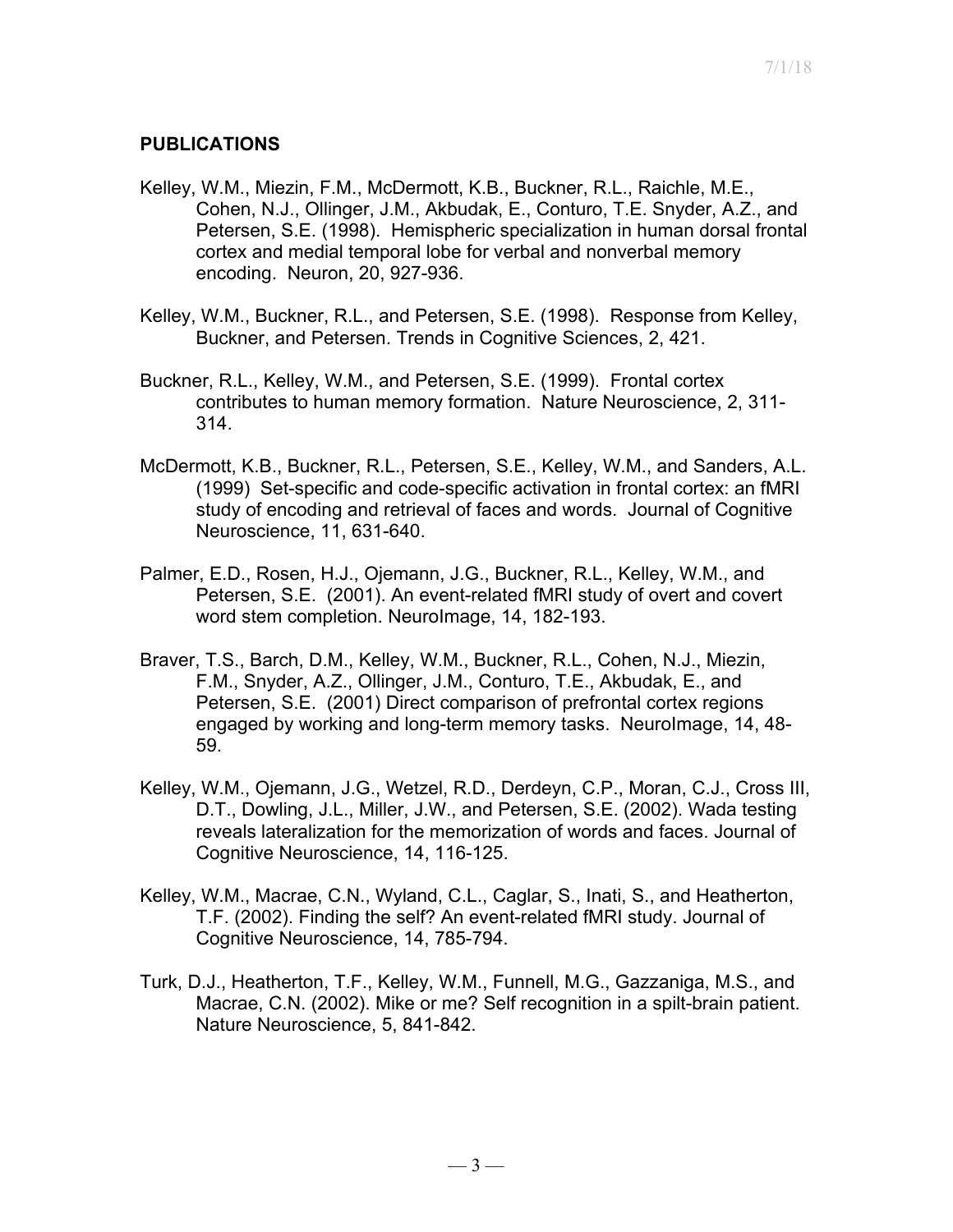**PUBLICATIONS**

Kelley, W.M., Miezin, F.M., McDermott, K.B., Buckner, R.L., Raichle, M.E., Cohen, N.J., Ollinger, J.M., Akbudak, E., Conturo, T.E. Snyder, A.Z., and Petersen, S.E. (1998). Hemispheric specialization in human dorsal frontal cortex and medial temporal lobe for verbal and nonverbal memory encoding. Neuron, 20, 927-936.

Kelley, W.M., Buckner, R.L., and Petersen, S.E. (1998). Response from Kelley, Buckner, and Petersen. Trends in Cognitive Sciences, 2, 421.

Buckner, R.L., Kelley, W.M., and Petersen, S.E. (1999). Frontal cortex contributes to human memory formation. Nature Neuroscience, 2, 311-314.

McDermott, K.B., Buckner, R.L., Petersen, S.E., Kelley, W.M., and Sanders, A.L. (1999) Set-specific and code-specific activation in frontal cortex: an fMRI study of encoding and retrieval of faces and words. Journal of Cognitive Neuroscience, 11, 631-640.

Palmer, E.D., Rosen, H.J., Ojemann, J.G., Buckner, R.L., Kelley, W.M., and Petersen, S.E. (2001). An event-related fMRI study of overt and covert word stem completion. NeuroImage, 14, 182-193.

Braver, T.S., Barch, D.M., Kelley, W.M., Buckner, R.L., Cohen, N.J., Miezin, F.M., Snyder, A.Z., Ollinger, J.M., Conturo, T.E., Akbudak, E., and Petersen, S.E. (2001) Direct comparison of prefrontal cortex regions engaged by working and long-term memory tasks. NeuroImage, 14, 48-59.

Kelley, W.M., Ojemann, J.G., Wetzel, R.D., Derdeyn, C.P., Moran, C.J., Cross III, D.T., Dowling, J.L., Miller, J.W., and Petersen, S.E. (2002). Wada testing reveals lateralization for the memorization of words and faces. Journal of Cognitive Neuroscience, 14, 116-125.

Kelley, W.M., Macrae, C.N., Wyland, C.L., Caglar, S., Inati, S., and Heatherton, T.F. (2002). Finding the self? An event-related fMRI study. Journal of Cognitive Neuroscience, 14, 785-794.

Turk, D.J., Heatherton, T.F., Kelley, W.M., Funnell, M.G., Gazzaniga, M.S., and Macrae, C.N. (2002). Mike or me? Self recognition in a spilt-brain patient. Nature Neuroscience, 5, 841-842.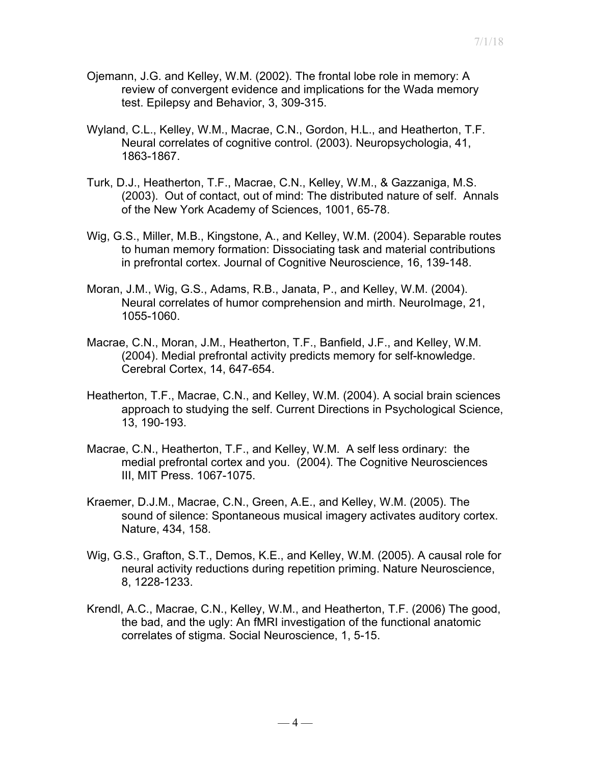Ojemann, J.G. and Kelley, W.M. (2002). The frontal lobe role in memory: A review of convergent evidence and implications for the Wada memory test. Epilepsy and Behavior, 3, 309-315.

Wyland, C.L., Kelley, W.M., Macrae, C.N., Gordon, H.L., and Heatherton, T.F. Neural correlates of cognitive control. (2003). Neuropsychologia, 41, 1863-1867.

Turk, D.J., Heatherton, T.F., Macrae, C.N., Kelley, W.M., & Gazzaniga, M.S. (2003). Out of contact, out of mind: The distributed nature of self. Annals of the New York Academy of Sciences, 1001, 65-78.

Wig, G.S., Miller, M.B., Kingstone, A., and Kelley, W.M. (2004). Separable routes to human memory formation: Dissociating task and material contributions in prefrontal cortex. Journal of Cognitive Neuroscience, 16, 139-148.

Moran, J.M., Wig, G.S., Adams, R.B., Janata, P., and Kelley, W.M. (2004). Neural correlates of humor comprehension and mirth. NeuroImage, 21, 1055-1060.

Macrae, C.N., Moran, J.M., Heatherton, T.F., Banfield, J.F., and Kelley, W.M. (2004). Medial prefrontal activity predicts memory for self-knowledge. Cerebral Cortex, 14, 647-654.

Heatherton, T.F., Macrae, C.N., and Kelley, W.M. (2004). A social brain sciences approach to studying the self. Current Directions in Psychological Science, 13, 190-193.

Macrae, C.N., Heatherton, T.F., and Kelley, W.M. A self less ordinary: the medial prefrontal cortex and you. (2004). The Cognitive Neurosciences III, MIT Press. 1067-1075.

Kraemer, D.J.M., Macrae, C.N., Green, A.E., and Kelley, W.M. (2005). The sound of silence: Spontaneous musical imagery activates auditory cortex. Nature, 434, 158.

Wig, G.S., Grafton, S.T., Demos, K.E., and Kelley, W.M. (2005). A causal role for neural activity reductions during repetition priming. Nature Neuroscience, 8, 1228-1233.

Krendl, A.C., Macrae, C.N., Kelley, W.M., and Heatherton, T.F. (2006) The good, the bad, and the ugly: An fMRI investigation of the functional anatomic correlates of stigma. Social Neuroscience, 1, 5-15.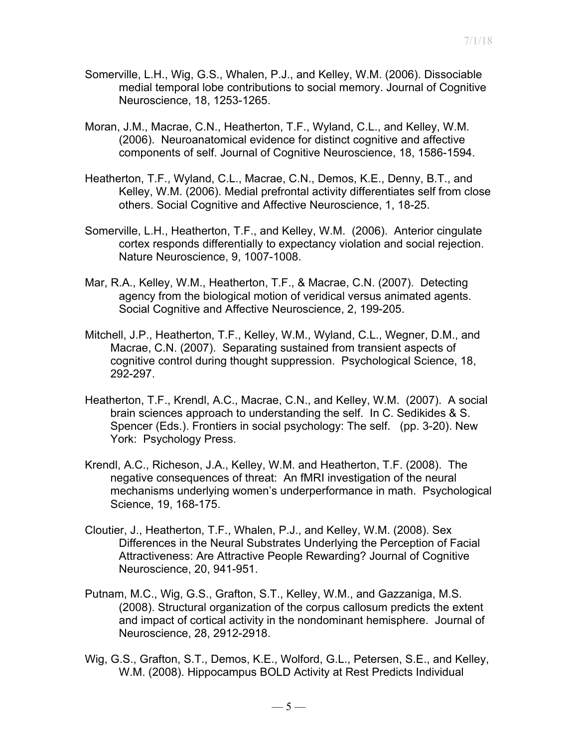Somerville, L.H., Wig, G.S., Whalen, P.J., and Kelley, W.M. (2006). Dissociable medial temporal lobe contributions to social memory. Journal of Cognitive Neuroscience, 18, 1253-1265.

Moran, J.M., Macrae, C.N., Heatherton, T.F., Wyland, C.L., and Kelley, W.M. (2006). Neuroanatomical evidence for distinct cognitive and affective components of self. Journal of Cognitive Neuroscience, 18, 1586-1594.

Heatherton, T.F., Wyland, C.L., Macrae, C.N., Demos, K.E., Denny, B.T., and Kelley, W.M. (2006). Medial prefrontal activity differentiates self from close others. Social Cognitive and Affective Neuroscience, 1, 18-25.

Somerville, L.H., Heatherton, T.F., and Kelley, W.M. (2006). Anterior cingulate cortex responds differentially to expectancy violation and social rejection. Nature Neuroscience, 9, 1007-1008.

Mar, R.A., Kelley, W.M., Heatherton, T.F., & Macrae, C.N. (2007). Detecting agency from the biological motion of veridical versus animated agents. Social Cognitive and Affective Neuroscience, 2, 199-205.

Mitchell, J.P., Heatherton, T.F., Kelley, W.M., Wyland, C.L., Wegner, D.M., and Macrae, C.N. (2007). Separating sustained from transient aspects of cognitive control during thought suppression. Psychological Science, 18, 292-297.

Heatherton, T.F., Krendl, A.C., Macrae, C.N., and Kelley, W.M. (2007). A social brain sciences approach to understanding the self. In C. Sedikides & S. Spencer (Eds.). Frontiers in social psychology: The self. (pp. 3-20). New York: Psychology Press.

Krendl, A.C., Richeson, J.A., Kelley, W.M. and Heatherton, T.F. (2008). The negative consequences of threat: An fMRI investigation of the neural mechanisms underlying women's underperformance in math. Psychological Science, 19, 168-175.

Cloutier, J., Heatherton, T.F., Whalen, P.J., and Kelley, W.M. (2008). Sex Differences in the Neural Substrates Underlying the Perception of Facial Attractiveness: Are Attractive People Rewarding? Journal of Cognitive Neuroscience, 20, 941-951.

Putnam, M.C., Wig, G.S., Grafton, S.T., Kelley, W.M., and Gazzaniga, M.S. (2008). Structural organization of the corpus callosum predicts the extent and impact of cortical activity in the nondominant hemisphere. Journal of Neuroscience, 28, 2912-2918.

Wig, G.S., Grafton, S.T., Demos, K.E., Wolford, G.L., Petersen, S.E., and Kelley, W.M. (2008). Hippocampus BOLD Activity at Rest Predicts Individual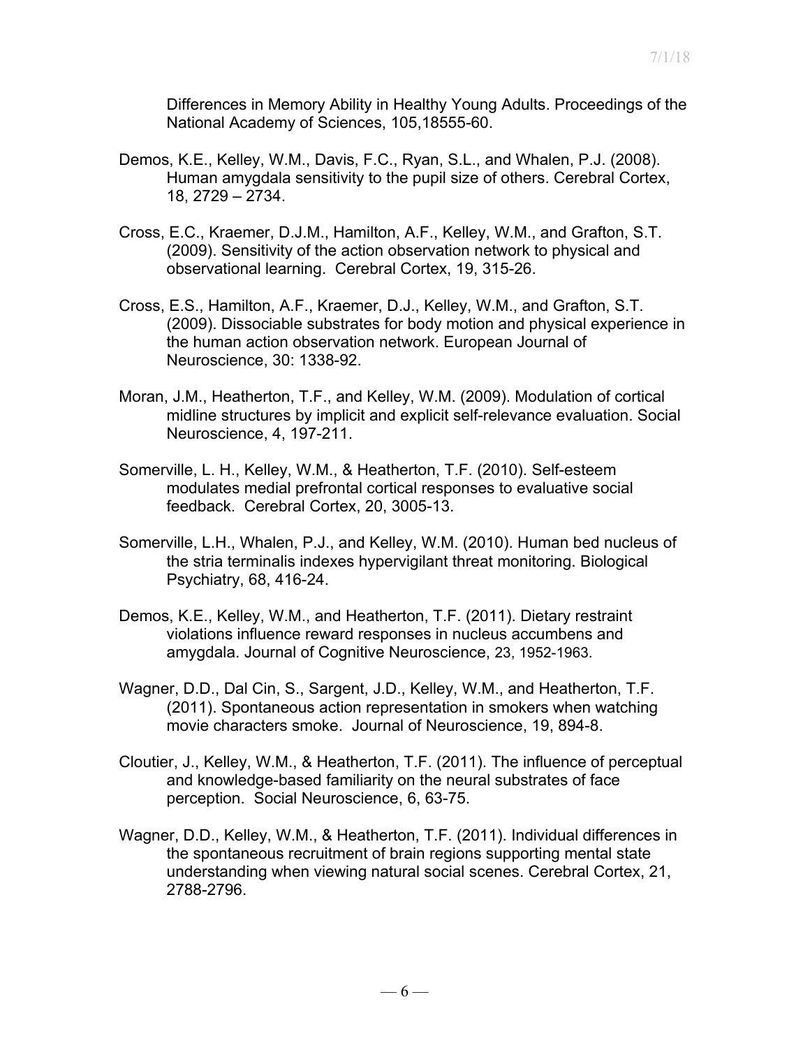Differences in Memory Ability in Healthy Young Adults. Proceedings of the National Academy of Sciences, 105,18555-60.

Demos, K.E., Kelley, W.M., Davis, F.C., Ryan, S.L., and Whalen, P.J. (2008). Human amygdala sensitivity to the pupil size of others. Cerebral Cortex, 18, 2729 – 2734.

Cross, E.C., Kraemer, D.J.M., Hamilton, A.F., Kelley, W.M., and Grafton, S.T. (2009). Sensitivity of the action observation network to physical and observational learning. Cerebral Cortex, 19, 315-26.

Cross, E.S., Hamilton, A.F., Kraemer, D.J., Kelley, W.M., and Grafton, S.T. (2009). Dissociable substrates for body motion and physical experience in the human action observation network. European Journal of Neuroscience, 30: 1338-92.

Moran, J.M., Heatherton, T.F., and Kelley, W.M. (2009). Modulation of cortical midline structures by implicit and explicit self-relevance evaluation. Social Neuroscience, 4, 197-211.

Somerville, L. H., Kelley, W.M., & Heatherton, T.F. (2010). Self-esteem modulates medial prefrontal cortical responses to evaluative social feedback. Cerebral Cortex, 20, 3005-13.

Somerville, L.H., Whalen, P.J., and Kelley, W.M. (2010). Human bed nucleus of the stria terminalis indexes hypervigilant threat monitoring. Biological Psychiatry, 68, 416-24.

Demos, K.E., Kelley, W.M., and Heatherton, T.F. (2011). Dietary restraint violations influence reward responses in nucleus accumbens and amygdala. Journal of Cognitive Neuroscience, 23, 1952-1963.

Wagner, D.D., Dal Cin, S., Sargent, J.D., Kelley, W.M., and Heatherton, T.F. (2011). Spontaneous action representation in smokers when watching movie characters smoke. Journal of Neuroscience, 19, 894-8.

Cloutier, J., Kelley, W.M., & Heatherton, T.F. (2011). The influence of perceptual and knowledge-based familiarity on the neural substrates of face perception. Social Neuroscience, 6, 63-75.

Wagner, D.D., Kelley, W.M., & Heatherton, T.F. (2011). Individual differences in the spontaneous recruitment of brain regions supporting mental state understanding when viewing natural social scenes. Cerebral Cortex, 21, 2788-2796.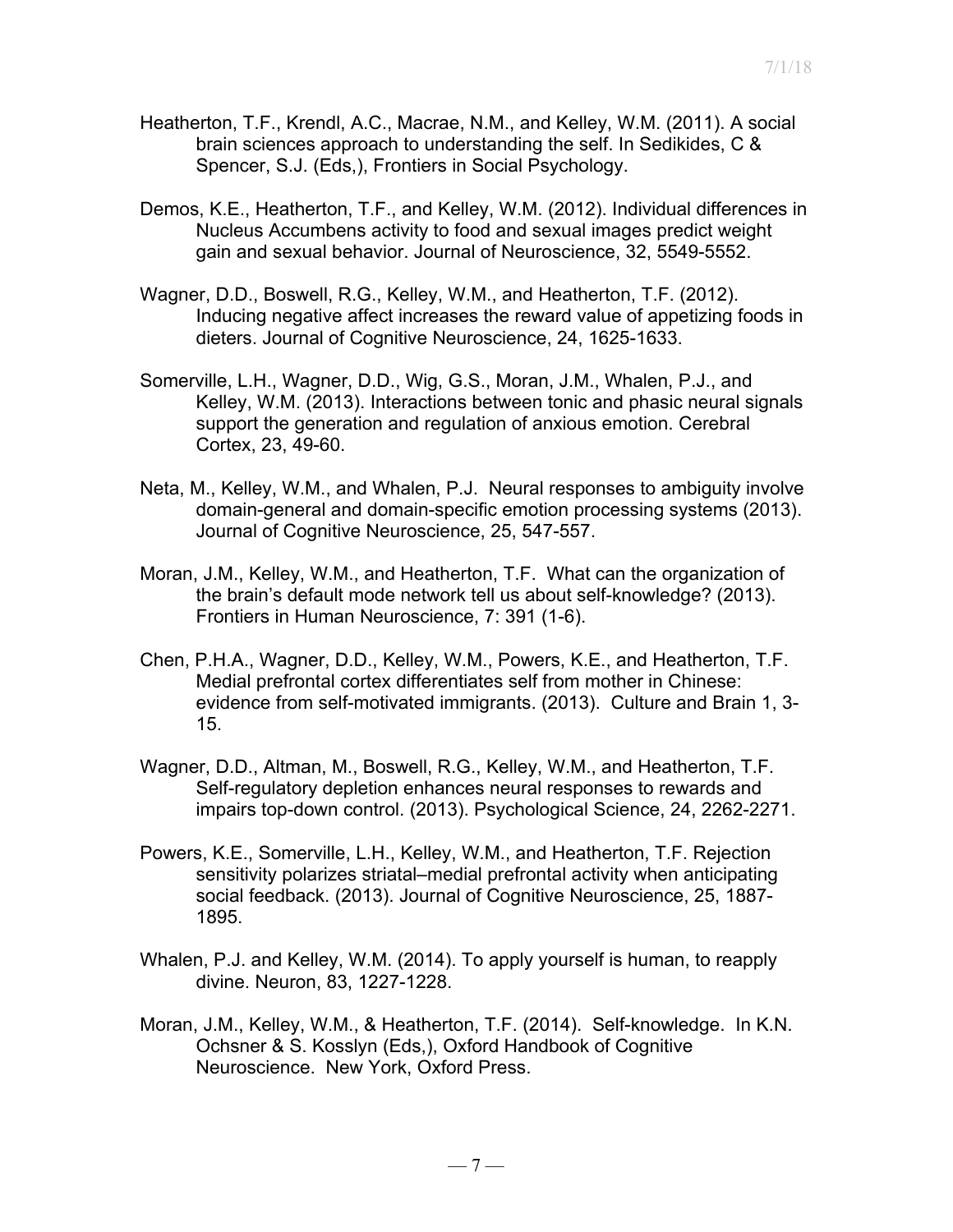Heatherton, T.F., Krendl, A.C., Macrae, N.M., and Kelley, W.M. (2011). A social brain sciences approach to understanding the self. In Sedikides, C & Spencer, S.J. (Eds,), Frontiers in Social Psychology.

Demos, K.E., Heatherton, T.F., and Kelley, W.M. (2012). Individual differences in Nucleus Accumbens activity to food and sexual images predict weight gain and sexual behavior. Journal of Neuroscience, 32, 5549-5552.

Wagner, D.D., Boswell, R.G., Kelley, W.M., and Heatherton, T.F. (2012). Inducing negative affect increases the reward value of appetizing foods in dieters. Journal of Cognitive Neuroscience, 24, 1625-1633.

Somerville, L.H., Wagner, D.D., Wig, G.S., Moran, J.M., Whalen, P.J., and Kelley, W.M. (2013). Interactions between tonic and phasic neural signals support the generation and regulation of anxious emotion. Cerebral Cortex, 23, 49-60.

Neta, M., Kelley, W.M., and Whalen, P.J. Neural responses to ambiguity involve domain-general and domain-specific emotion processing systems (2013). Journal of Cognitive Neuroscience, 25, 547-557.

Moran, J.M., Kelley, W.M., and Heatherton, T.F. What can the organization of the brain's default mode network tell us about self-knowledge? (2013). Frontiers in Human Neuroscience, 7: 391 (1-6).

Chen, P.H.A., Wagner, D.D., Kelley, W.M., Powers, K.E., and Heatherton, T.F. Medial prefrontal cortex differentiates self from mother in Chinese: evidence from self-motivated immigrants. (2013). Culture and Brain 1, 3-15.

Wagner, D.D., Altman, M., Boswell, R.G., Kelley, W.M., and Heatherton, T.F. Self-regulatory depletion enhances neural responses to rewards and impairs top-down control. (2013). Psychological Science, 24, 2262-2271.

Powers, K.E., Somerville, L.H., Kelley, W.M., and Heatherton, T.F. Rejection sensitivity polarizes striatal–medial prefrontal activity when anticipating social feedback. (2013). Journal of Cognitive Neuroscience, 25, 1887-1895.

Whalen, P.J. and Kelley, W.M. (2014). To apply yourself is human, to reapply divine. Neuron, 83, 1227-1228.

Moran, J.M., Kelley, W.M., & Heatherton, T.F. (2014). Self-knowledge. In K.N. Ochsner & S. Kosslyn (Eds,), Oxford Handbook of Cognitive Neuroscience. New York, Oxford Press.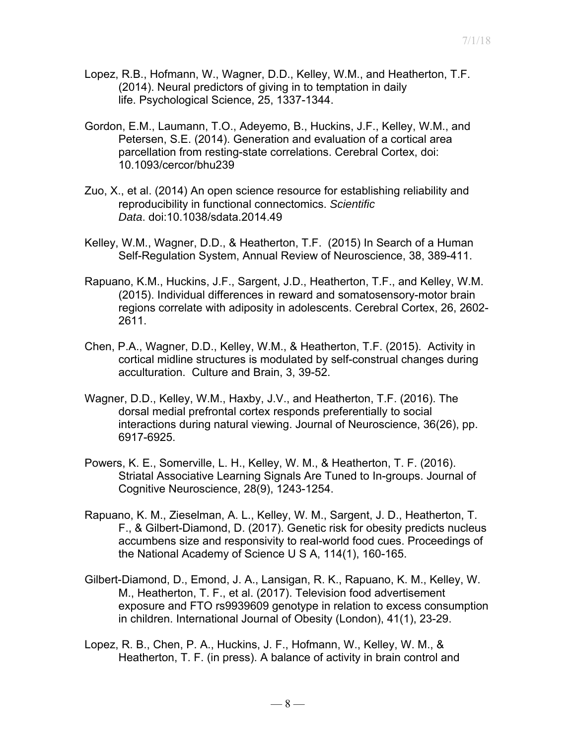Lopez, R.B., Hofmann, W., Wagner, D.D., Kelley, W.M., and Heatherton, T.F. (2014). Neural predictors of giving in to temptation in daily life. Psychological Science, 25, 1337-1344.

Gordon, E.M., Laumann, T.O., Adeyemo, B., Huckins, J.F., Kelley, W.M., and Petersen, S.E. (2014). Generation and evaluation of a cortical area parcellation from resting-state correlations. Cerebral Cortex, doi: 10.1093/cercor/bhu239

Zuo, X., et al. (2014) An open science resource for establishing reliability and reproducibility in functional connectomics. *Scientific Data*. doi:10.1038/sdata.2014.49

Kelley, W.M., Wagner, D.D., & Heatherton, T.F. (2015) In Search of a Human Self-Regulation System, Annual Review of Neuroscience, 38, 389-411.

Rapuano, K.M., Huckins, J.F., Sargent, J.D., Heatherton, T.F., and Kelley, W.M. (2015). Individual differences in reward and somatosensory-motor brain regions correlate with adiposity in adolescents. Cerebral Cortex, 26, 2602-2611.

Chen, P.A., Wagner, D.D., Kelley, W.M., & Heatherton, T.F. (2015). Activity in cortical midline structures is modulated by self-construal changes during acculturation. Culture and Brain, 3, 39-52.

Wagner, D.D., Kelley, W.M., Haxby, J.V., and Heatherton, T.F. (2016). The dorsal medial prefrontal cortex responds preferentially to social interactions during natural viewing. Journal of Neuroscience, 36(26), pp. 6917-6925.

Powers, K. E., Somerville, L. H., Kelley, W. M., & Heatherton, T. F. (2016). Striatal Associative Learning Signals Are Tuned to In-groups. Journal of Cognitive Neuroscience, 28(9), 1243-1254.

Rapuano, K. M., Zieselman, A. L., Kelley, W. M., Sargent, J. D., Heatherton, T. F., & Gilbert-Diamond, D. (2017). Genetic risk for obesity predicts nucleus accumbens size and responsivity to real-world food cues. Proceedings of the National Academy of Science U S A, 114(1), 160-165.

Gilbert-Diamond, D., Emond, J. A., Lansigan, R. K., Rapuano, K. M., Kelley, W. M., Heatherton, T. F., et al. (2017). Television food advertisement exposure and FTO rs9939609 genotype in relation to excess consumption in children. International Journal of Obesity (London), 41(1), 23-29.

Lopez, R. B., Chen, P. A., Huckins, J. F., Hofmann, W., Kelley, W. M., & Heatherton, T. F. (in press). A balance of activity in brain control and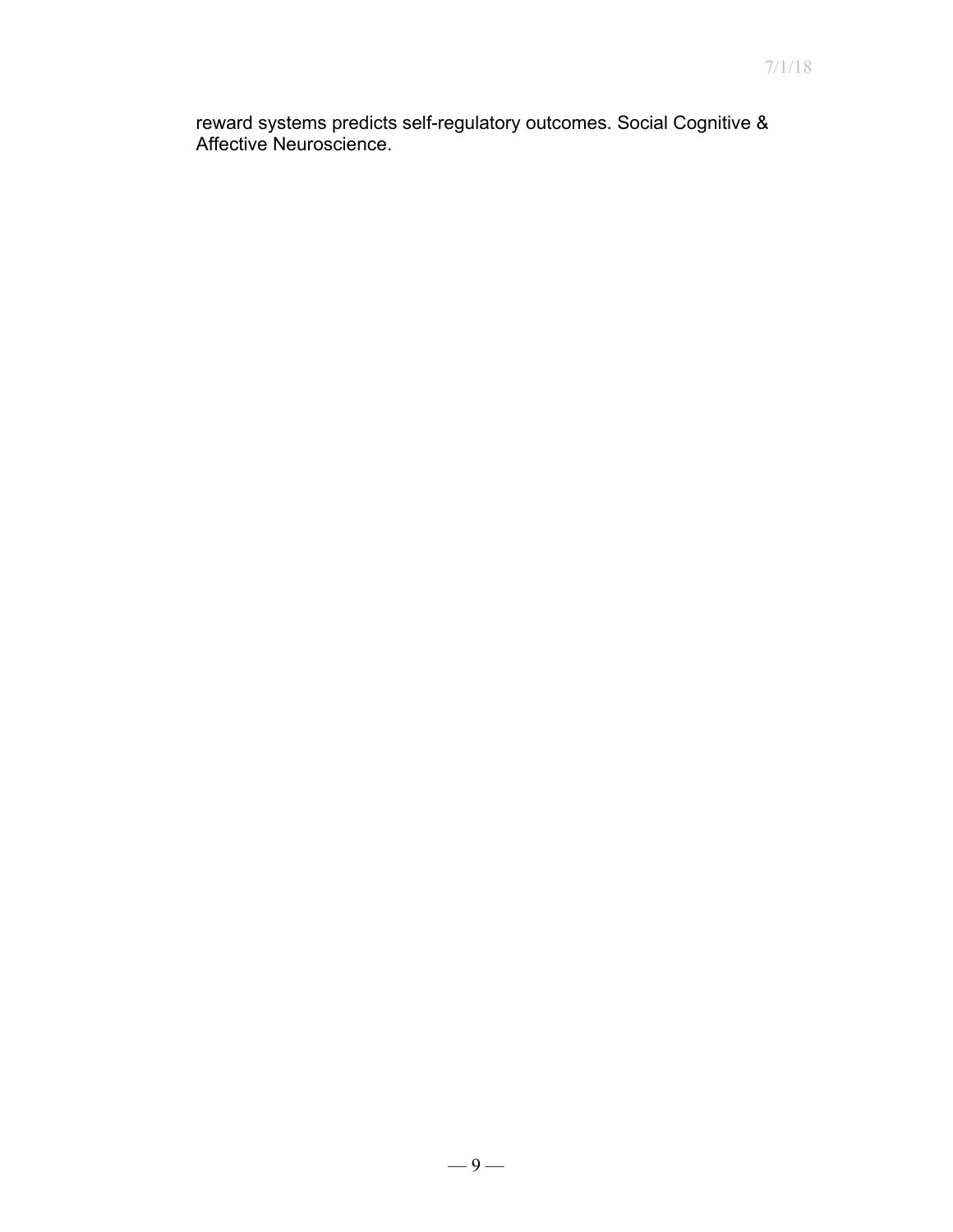reward systems predicts self-regulatory outcomes. Social Cognitive & Affective Neuroscience.